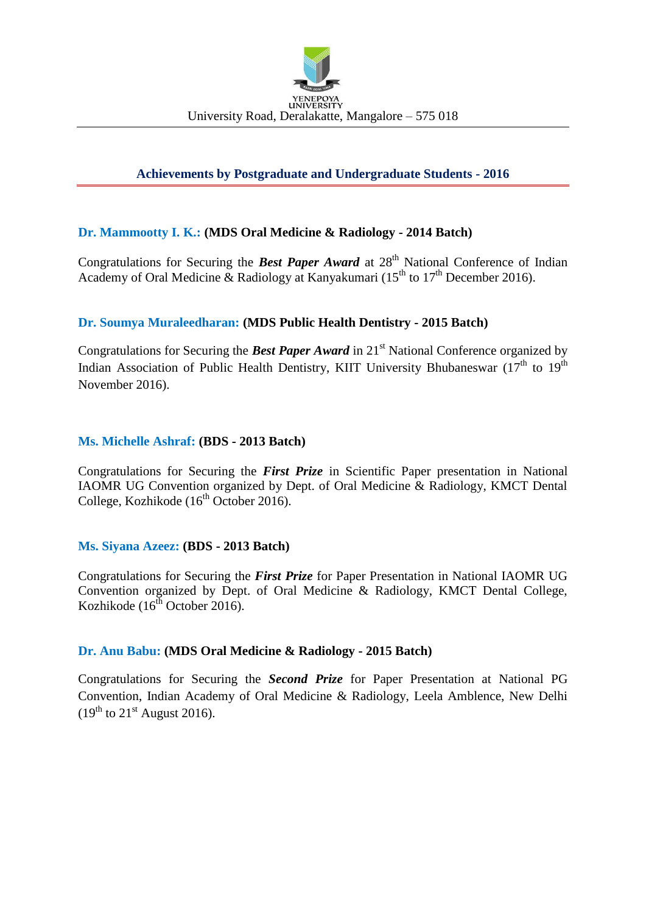YENEPOYA UNIVERSITY

University Road, Deralakatte, Mangalore – 575 018

## Achievements by Postgraduate and Undergraduate Students - 2016

**Dr. Mammootty I. K.: (MDS Oral Medicine & Radiology - 2014 Batch)**

Congratulations for Securing the ***Best Paper Award*** at 28th National Conference of Indian Academy of Oral Medicine & Radiology at Kanyakumari (15th to 17th December 2016).

**Dr. Soumya Muraleedharan: (MDS Public Health Dentistry - 2015 Batch)**

Congratulations for Securing the ***Best Paper Award*** in 21st National Conference organized by Indian Association of Public Health Dentistry, KIIT University Bhubaneswar (17th to 19th November 2016).

**Ms. Michelle Ashraf: (BDS - 2013 Batch)**

Congratulations for Securing the ***First Prize*** in Scientific Paper presentation in National IAOMR UG Convention organized by Dept. of Oral Medicine & Radiology, KMCT Dental College, Kozhikode (16th October 2016).

**Ms. Siyana Azeez: (BDS - 2013 Batch)**

Congratulations for Securing the ***First Prize*** for Paper Presentation in National IAOMR UG Convention organized by Dept. of Oral Medicine & Radiology, KMCT Dental College, Kozhikode (16th October 2016).

**Dr. Anu Babu: (MDS Oral Medicine & Radiology - 2015 Batch)**

Congratulations for Securing the ***Second Prize*** for Paper Presentation at National PG Convention, Indian Academy of Oral Medicine & Radiology, Leela Amblence, New Delhi (19th to 21st August 2016).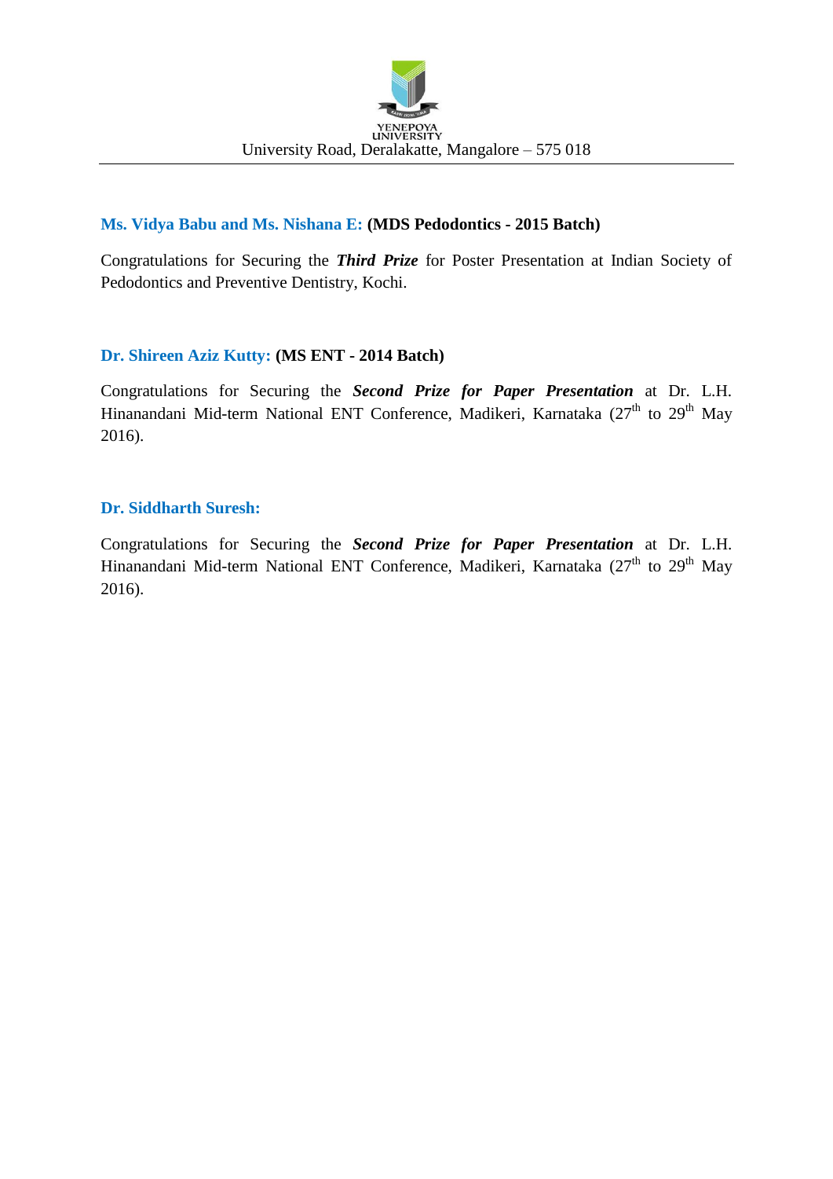YENEPOYA UNIVERSITY

University Road, Deralakatte, Mangalore – 575 018

**Ms. Vidya Babu and Ms. Nishana E: (MDS Pedodontics - 2015 Batch)**

Congratulations for Securing the ***Third Prize*** for Poster Presentation at Indian Society of Pedodontics and Preventive Dentistry, Kochi.

**Dr. Shireen Aziz Kutty: (MS ENT - 2014 Batch)**

Congratulations for Securing the ***Second Prize for Paper Presentation*** at Dr. L.H. Hinanandani Mid-term National ENT Conference, Madikeri, Karnataka (27th to 29th May 2016).

**Dr. Siddharth Suresh:**

Congratulations for Securing the ***Second Prize for Paper Presentation*** at Dr. L.H. Hinanandani Mid-term National ENT Conference, Madikeri, Karnataka (27th to 29th May 2016).